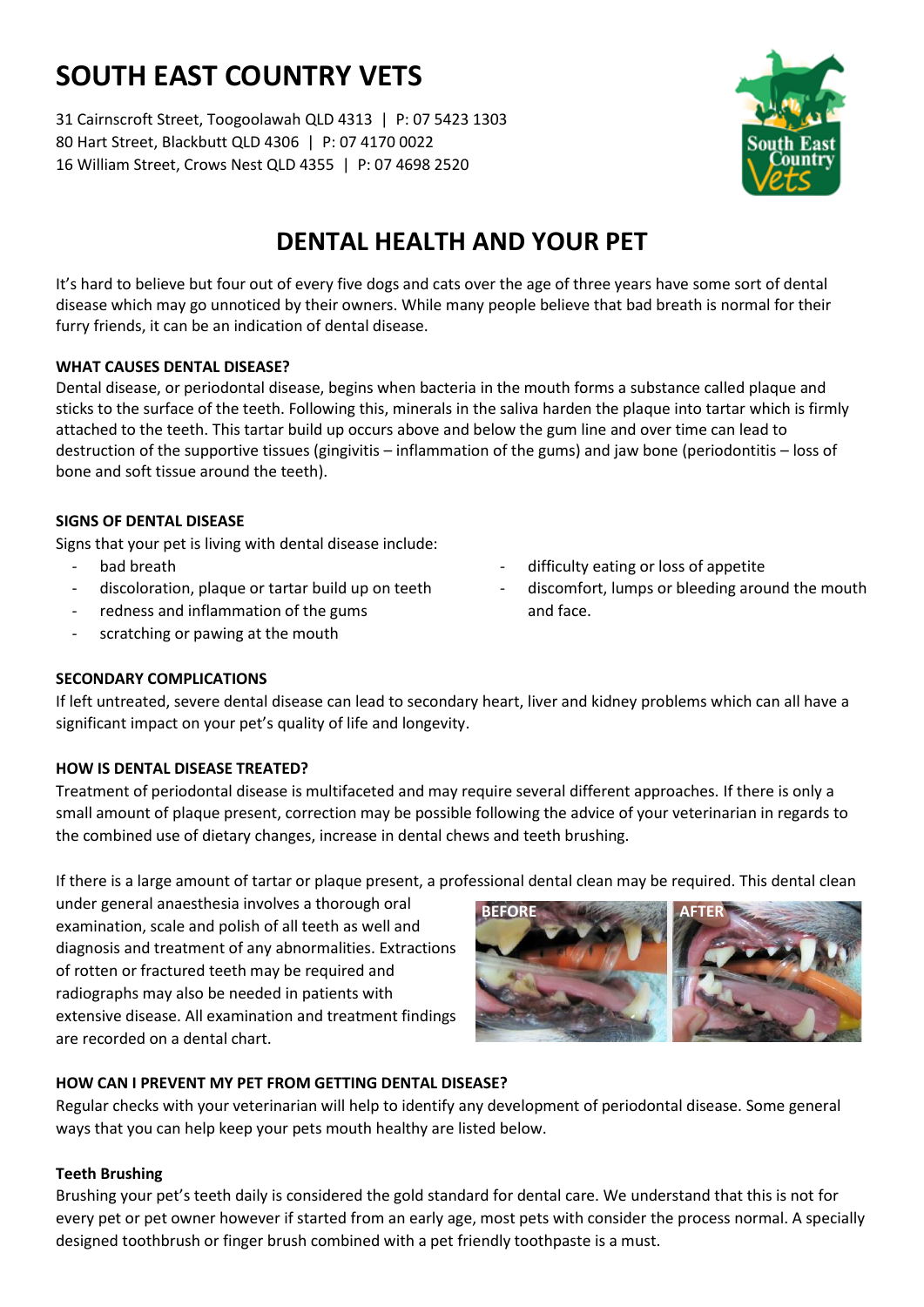# SOUTH EAST COUNTRY VETS

31 Cairnscroft Street, Toogoolawah QLD 4313 | P: 07 5423 1303
80 Hart Street, Blackbutt QLD 4306 | P: 07 4170 0022
16 William Street, Crows Nest QLD 4355 | P: 07 4698 2520

## DENTAL HEALTH AND YOUR PET

It's hard to believe but four out of every five dogs and cats over the age of three years have some sort of dental disease which may go unnoticed by their owners. While many people believe that bad breath is normal for their furry friends, it can be an indication of dental disease.

### WHAT CAUSES DENTAL DISEASE?

Dental disease, or periodontal disease, begins when bacteria in the mouth forms a substance called plaque and sticks to the surface of the teeth. Following this, minerals in the saliva harden the plaque into tartar which is firmly attached to the teeth. This tartar build up occurs above and below the gum line and over time can lead to destruction of the supportive tissues (gingivitis – inflammation of the gums) and jaw bone (periodontitis – loss of bone and soft tissue around the teeth).

### SIGNS OF DENTAL DISEASE

Signs that your pet is living with dental disease include:

- bad breath
- discoloration, plaque or tartar build up on teeth
- redness and inflammation of the gums
- scratching or pawing at the mouth
- difficulty eating or loss of appetite
- discomfort, lumps or bleeding around the mouth and face.

### SECONDARY COMPLICATIONS

If left untreated, severe dental disease can lead to secondary heart, liver and kidney problems which can all have a significant impact on your pet's quality of life and longevity.

### HOW IS DENTAL DISEASE TREATED?

Treatment of periodontal disease is multifaceted and may require several different approaches. If there is only a small amount of plaque present, correction may be possible following the advice of your veterinarian in regards to the combined use of dietary changes, increase in dental chews and teeth brushing.

If there is a large amount of tartar or plaque present, a professional dental clean may be required. This dental clean under general anaesthesia involves a thorough oral examination, scale and polish of all teeth as well and diagnosis and treatment of any abnormalities. Extractions of rotten or fractured teeth may be required and radiographs may also be needed in patients with extensive disease. All examination and treatment findings are recorded on a dental chart.

BEFORE AFTER

### HOW CAN I PREVENT MY PET FROM GETTING DENTAL DISEASE?

Regular checks with your veterinarian will help to identify any development of periodontal disease. Some general ways that you can help keep your pets mouth healthy are listed below.

#### Teeth Brushing

Brushing your pet's teeth daily is considered the gold standard for dental care. We understand that this is not for every pet or pet owner however if started from an early age, most pets with consider the process normal. A specially designed toothbrush or finger brush combined with a pet friendly toothpaste is a must.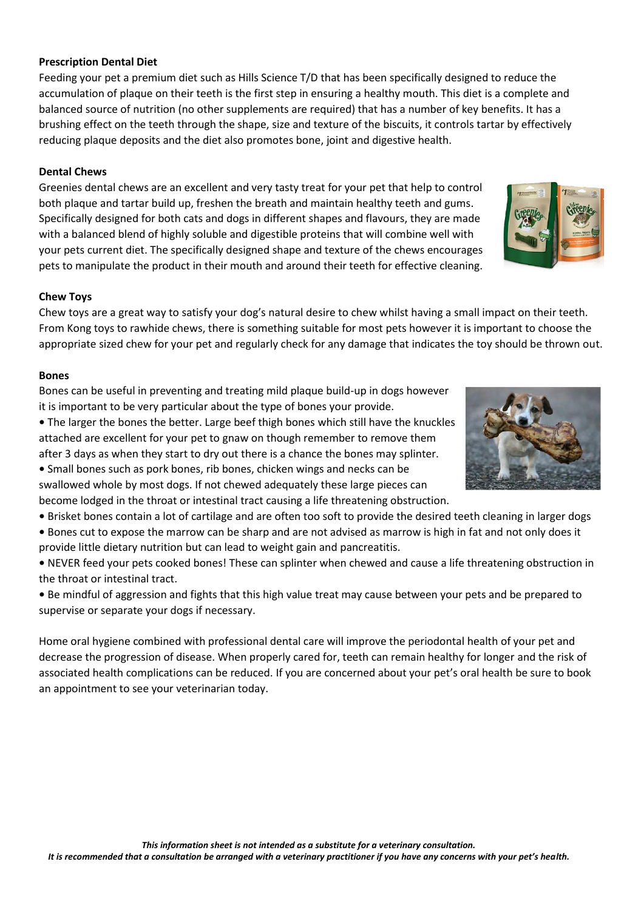**Prescription Dental Diet**

Feeding your pet a premium diet such as Hills Science T/D that has been specifically designed to reduce the accumulation of plaque on their teeth is the first step in ensuring a healthy mouth. This diet is a complete and balanced source of nutrition (no other supplements are required) that has a number of key benefits. It has a brushing effect on the teeth through the shape, size and texture of the biscuits, it controls tartar by effectively reducing plaque deposits and the diet also promotes bone, joint and digestive health.

**Dental Chews**

Greenies dental chews are an excellent and very tasty treat for your pet that help to control both plaque and tartar build up, freshen the breath and maintain healthy teeth and gums. Specifically designed for both cats and dogs in different shapes and flavours, they are made with a balanced blend of highly soluble and digestible proteins that will combine well with your pets current diet. The specifically designed shape and texture of the chews encourages pets to manipulate the product in their mouth and around their teeth for effective cleaning.

**Chew Toys**

Chew toys are a great way to satisfy your dog's natural desire to chew whilst having a small impact on their teeth. From Kong toys to rawhide chews, there is something suitable for most pets however it is important to choose the appropriate sized chew for your pet and regularly check for any damage that indicates the toy should be thrown out.

**Bones**

Bones can be useful in preventing and treating mild plaque build-up in dogs however it is important to be very particular about the type of bones your provide.

- The larger the bones the better. Large beef thigh bones which still have the knuckles attached are excellent for your pet to gnaw on though remember to remove them after 3 days as when they start to dry out there is a chance the bones may splinter.
- Small bones such as pork bones, rib bones, chicken wings and necks can be swallowed whole by most dogs. If not chewed adequately these large pieces can become lodged in the throat or intestinal tract causing a life threatening obstruction.
- Brisket bones contain a lot of cartilage and are often too soft to provide the desired teeth cleaning in larger dogs
- Bones cut to expose the marrow can be sharp and are not advised as marrow is high in fat and not only does it provide little dietary nutrition but can lead to weight gain and pancreatitis.
- NEVER feed your pets cooked bones! These can splinter when chewed and cause a life threatening obstruction in the throat or intestinal tract.
- Be mindful of aggression and fights that this high value treat may cause between your pets and be prepared to supervise or separate your dogs if necessary.

Home oral hygiene combined with professional dental care will improve the periodontal health of your pet and decrease the progression of disease. When properly cared for, teeth can remain healthy for longer and the risk of associated health complications can be reduced. If you are concerned about your pet's oral health be sure to book an appointment to see your veterinarian today.

*This information sheet is not intended as a substitute for a veterinary consultation.*
*It is recommended that a consultation be arranged with a veterinary practitioner if you have any concerns with your pet's health.*